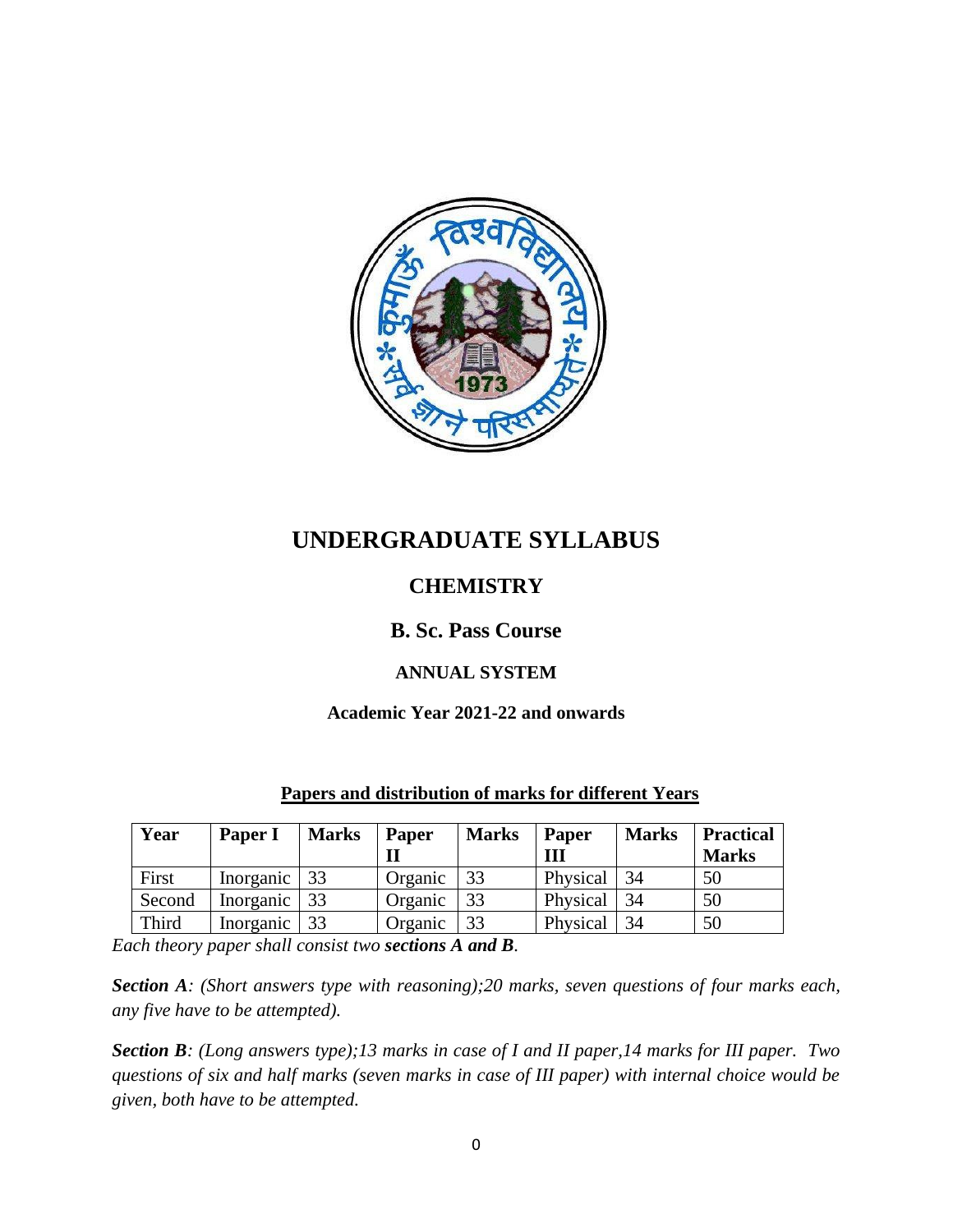# UNDERGRADUATE SYLLABUS

## CHEMISTRY

### B. Sc. Pass Course

#### ANNUAL SYSTEM

**Academic Year 2021-22 and onwards**

**Papers and distribution of marks for different Years**

| Year | Paper I | Marks | Paper II | Marks | Paper III | Marks | Practical Marks |
|---|---|---|---|---|---|---|---|
| First | Inorganic | 33 | Organic | 33 | Physical | 34 | 50 |
| Second | Inorganic | 33 | Organic | 33 | Physical | 34 | 50 |
| Third | Inorganic | 33 | Organic | 33 | Physical | 34 | 50 |

*Each theory paper shall consist two **sections A and B**.*

***Section A**: (Short answers type with reasoning);20 marks, seven questions of four marks each, any five have to be attempted).*

***Section B**: (Long answers type);13 marks in case of I and II paper,14 marks for III paper. Two questions of six and half marks (seven marks in case of III paper) with internal choice would be given, both have to be attempted.*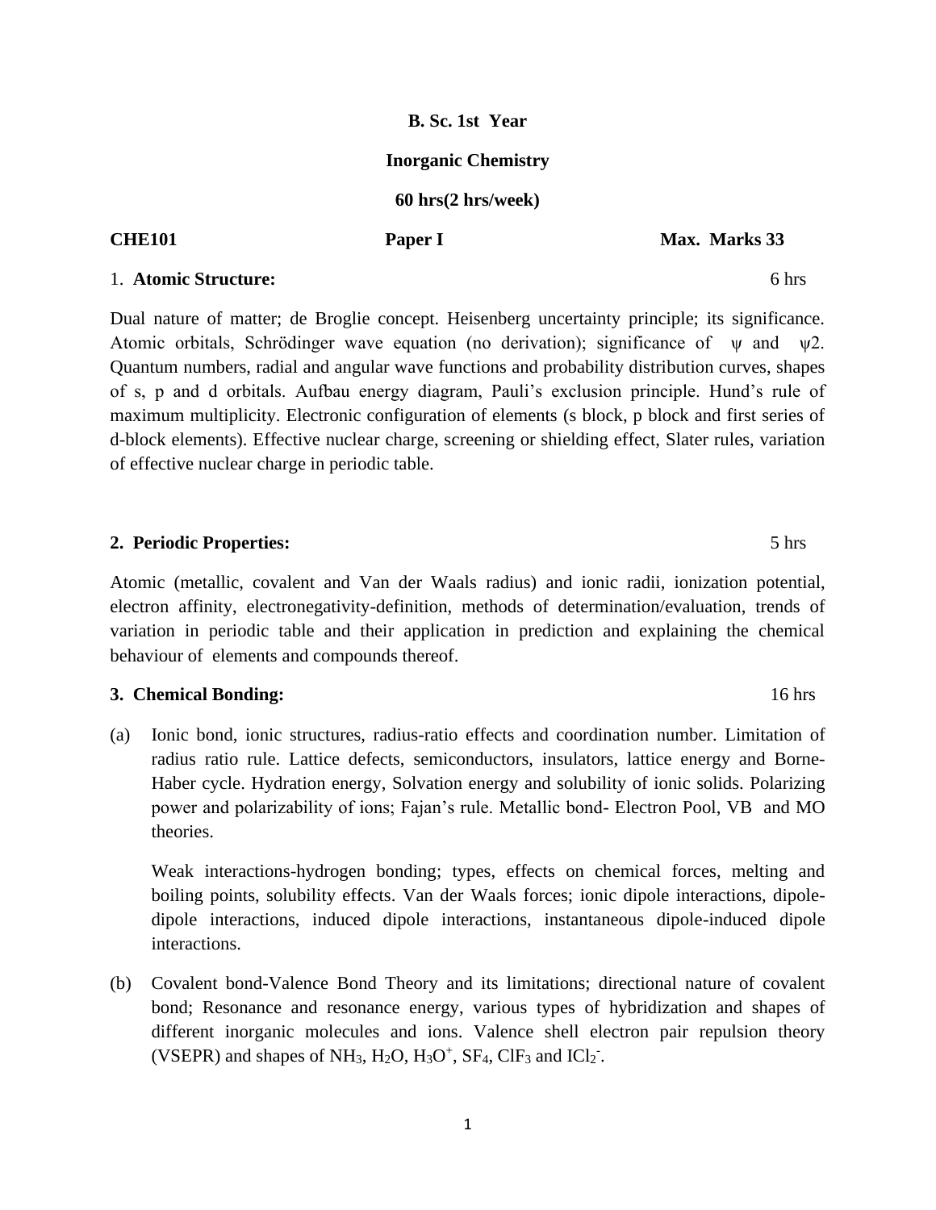**B. Sc. 1st Year**

**Inorganic Chemistry**

**60 hrs(2 hrs/week)**

**CHE101** **Paper I** **Max. Marks 33**

### 1. **Atomic Structure:** 6 hrs

Dual nature of matter; de Broglie concept. Heisenberg uncertainty principle; its significance. Atomic orbitals, Schrödinger wave equation (no derivation); significance of $\psi$ and $\psi 2$. Quantum numbers, radial and angular wave functions and probability distribution curves, shapes of s, p and d orbitals. Aufbau energy diagram, Pauli's exclusion principle. Hund's rule of maximum multiplicity. Electronic configuration of elements (s block, p block and first series of d-block elements). Effective nuclear charge, screening or shielding effect, Slater rules, variation of effective nuclear charge in periodic table.

### 2. Periodic Properties: 5 hrs

Atomic (metallic, covalent and Van der Waals radius) and ionic radii, ionization potential, electron affinity, electronegativity-definition, methods of determination/evaluation, trends of variation in periodic table and their application in prediction and explaining the chemical behaviour of elements and compounds thereof.

### 3. Chemical Bonding: 16 hrs

(a) Ionic bond, ionic structures, radius-ratio effects and coordination number. Limitation of radius ratio rule. Lattice defects, semiconductors, insulators, lattice energy and Borne-Haber cycle. Hydration energy, Solvation energy and solubility of ionic solids. Polarizing power and polarizability of ions; Fajan's rule. Metallic bond- Electron Pool, VB and MO theories.

Weak interactions-hydrogen bonding; types, effects on chemical forces, melting and boiling points, solubility effects. Van der Waals forces; ionic dipole interactions, dipole-dipole interactions, induced dipole interactions, instantaneous dipole-induced dipole interactions.

(b) Covalent bond-Valence Bond Theory and its limitations; directional nature of covalent bond; Resonance and resonance energy, various types of hybridization and shapes of different inorganic molecules and ions. Valence shell electron pair repulsion theory (VSEPR) and shapes of $NH_3$, $H_2O$, $H_3O^+$, $SF_4$, $ClF_3$ and $ICl_2^-$.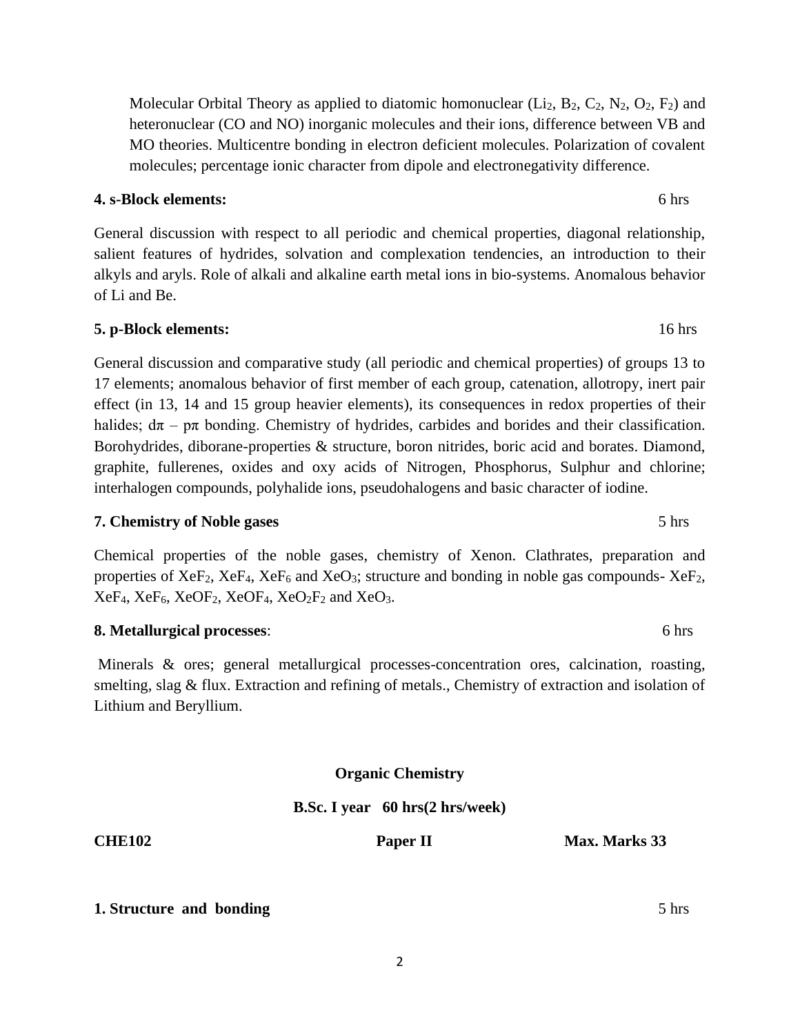Molecular Orbital Theory as applied to diatomic homonuclear ($Li_2$, $B_2$, $C_2$, $N_2$, $O_2$, $F_2$) and heteronuclear (CO and NO) inorganic molecules and their ions, difference between VB and MO theories. Multicentre bonding in electron deficient molecules. Polarization of covalent molecules; percentage ionic character from dipole and electronegativity difference.

**4. s-Block elements:** 6 hrs

General discussion with respect to all periodic and chemical properties, diagonal relationship, salient features of hydrides, solvation and complexation tendencies, an introduction to their alkyls and aryls. Role of alkali and alkaline earth metal ions in bio-systems. Anomalous behavior of Li and Be.

**5. p-Block elements:** 16 hrs

General discussion and comparative study (all periodic and chemical properties) of groups 13 to 17 elements; anomalous behavior of first member of each group, catenation, allotropy, inert pair effect (in 13, 14 and 15 group heavier elements), its consequences in redox properties of their halides; $d\pi - p\pi$ bonding. Chemistry of hydrides, carbides and borides and their classification. Borohydrides, diborane-properties & structure, boron nitrides, boric acid and borates. Diamond, graphite, fullerenes, oxides and oxy acids of Nitrogen, Phosphorus, Sulphur and chlorine; interhalogen compounds, polyhalide ions, pseudohalogens and basic character of iodine.

**7. Chemistry of Noble gases** 5 hrs

Chemical properties of the noble gases, chemistry of Xenon. Clathrates, preparation and properties of $XeF_2$, $XeF_4$, $XeF_6$ and $XeO_3$; structure and bonding in noble gas compounds- $XeF_2$, $XeF_4$, $XeF_6$, $XeOF_2$, $XeOF_4$, $XeO_2F_2$ and $XeO_3$.

**8. Metallurgical processes**: 6 hrs

Minerals & ores; general metallurgical processes-concentration ores, calcination, roasting, smelting, slag & flux. Extraction and refining of metals., Chemistry of extraction and isolation of Lithium and Beryllium.

## Organic Chemistry

**B.Sc. I year 60 hrs(2 hrs/week)**

**CHE102** **Paper II** **Max. Marks 33**

**1. Structure and bonding** 5 hrs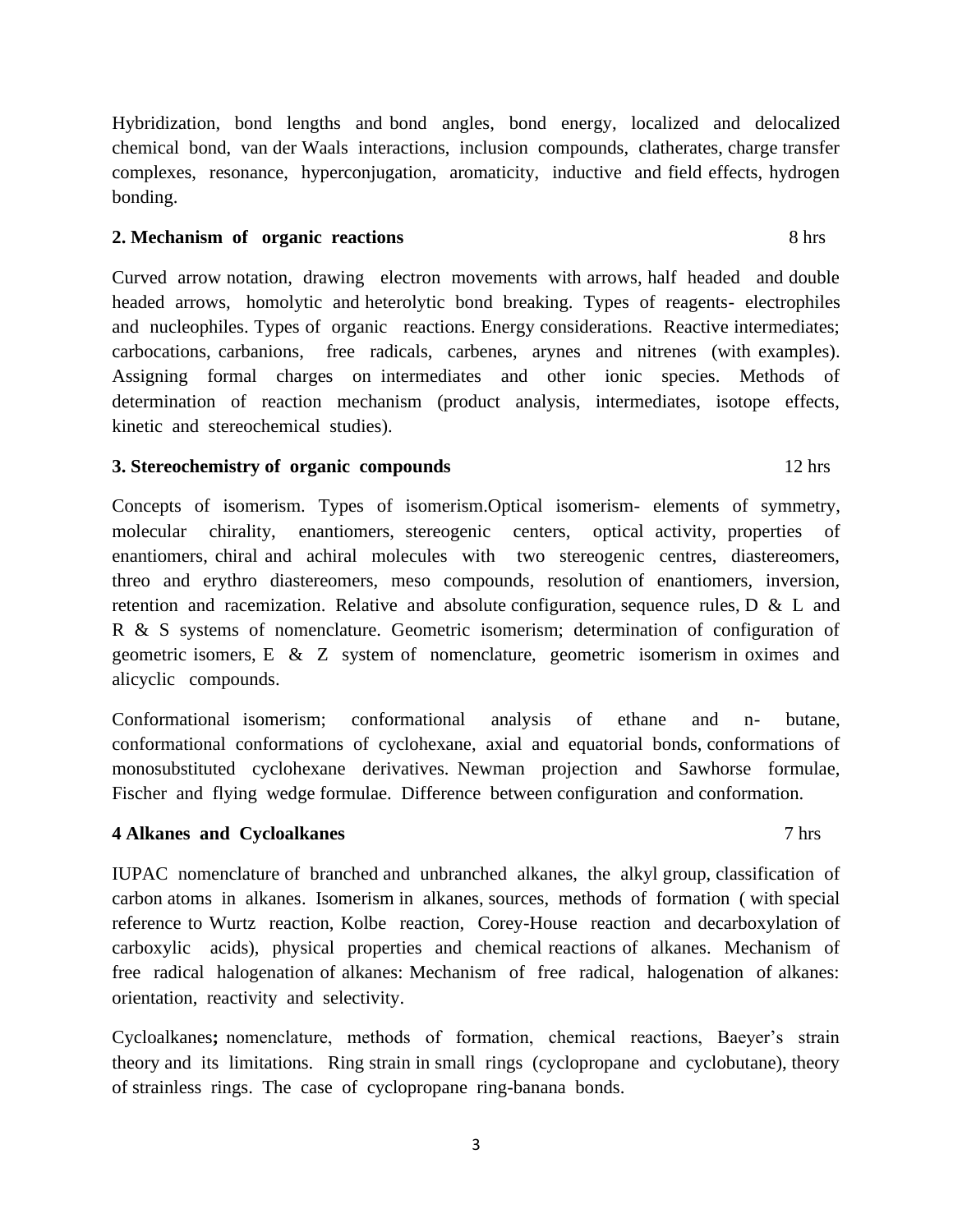Hybridization, bond lengths and bond angles, bond energy, localized and delocalized chemical bond, van der Waals interactions, inclusion compounds, clatherates, charge transfer complexes, resonance, hyperconjugation, aromaticity, inductive and field effects, hydrogen bonding.

**2. Mechanism of organic reactions** 8 hrs

Curved arrow notation, drawing electron movements with arrows, half headed and double headed arrows, homolytic and heterolytic bond breaking. Types of reagents- electrophiles and nucleophiles. Types of organic reactions. Energy considerations. Reactive intermediates; carbocations, carbanions, free radicals, carbenes, arynes and nitrenes (with examples). Assigning formal charges on intermediates and other ionic species. Methods of determination of reaction mechanism (product analysis, intermediates, isotope effects, kinetic and stereochemical studies).

**3. Stereochemistry of organic compounds** 12 hrs

Concepts of isomerism. Types of isomerism.Optical isomerism- elements of symmetry, molecular chirality, enantiomers, stereogenic centers, optical activity, properties of enantiomers, chiral and achiral molecules with two stereogenic centres, diastereomers, threo and erythro diastereomers, meso compounds, resolution of enantiomers, inversion, retention and racemization. Relative and absolute configuration, sequence rules, D & L and R & S systems of nomenclature. Geometric isomerism; determination of configuration of geometric isomers, E & Z system of nomenclature, geometric isomerism in oximes and alicyclic compounds.

Conformational isomerism; conformational analysis of ethane and n- butane, conformational conformations of cyclohexane, axial and equatorial bonds, conformations of monosubstituted cyclohexane derivatives. Newman projection and Sawhorse formulae, Fischer and flying wedge formulae. Difference between configuration and conformation.

**4 Alkanes and Cycloalkanes** 7 hrs

IUPAC nomenclature of branched and unbranched alkanes, the alkyl group, classification of carbon atoms in alkanes. Isomerism in alkanes, sources, methods of formation ( with special reference to Wurtz reaction, Kolbe reaction, Corey-House reaction and decarboxylation of carboxylic acids), physical properties and chemical reactions of alkanes. Mechanism of free radical halogenation of alkanes: Mechanism of free radical, halogenation of alkanes: orientation, reactivity and selectivity.

Cycloalkanes**;** nomenclature, methods of formation, chemical reactions, Baeyer's strain theory and its limitations. Ring strain in small rings (cyclopropane and cyclobutane), theory of strainless rings. The case of cyclopropane ring-banana bonds.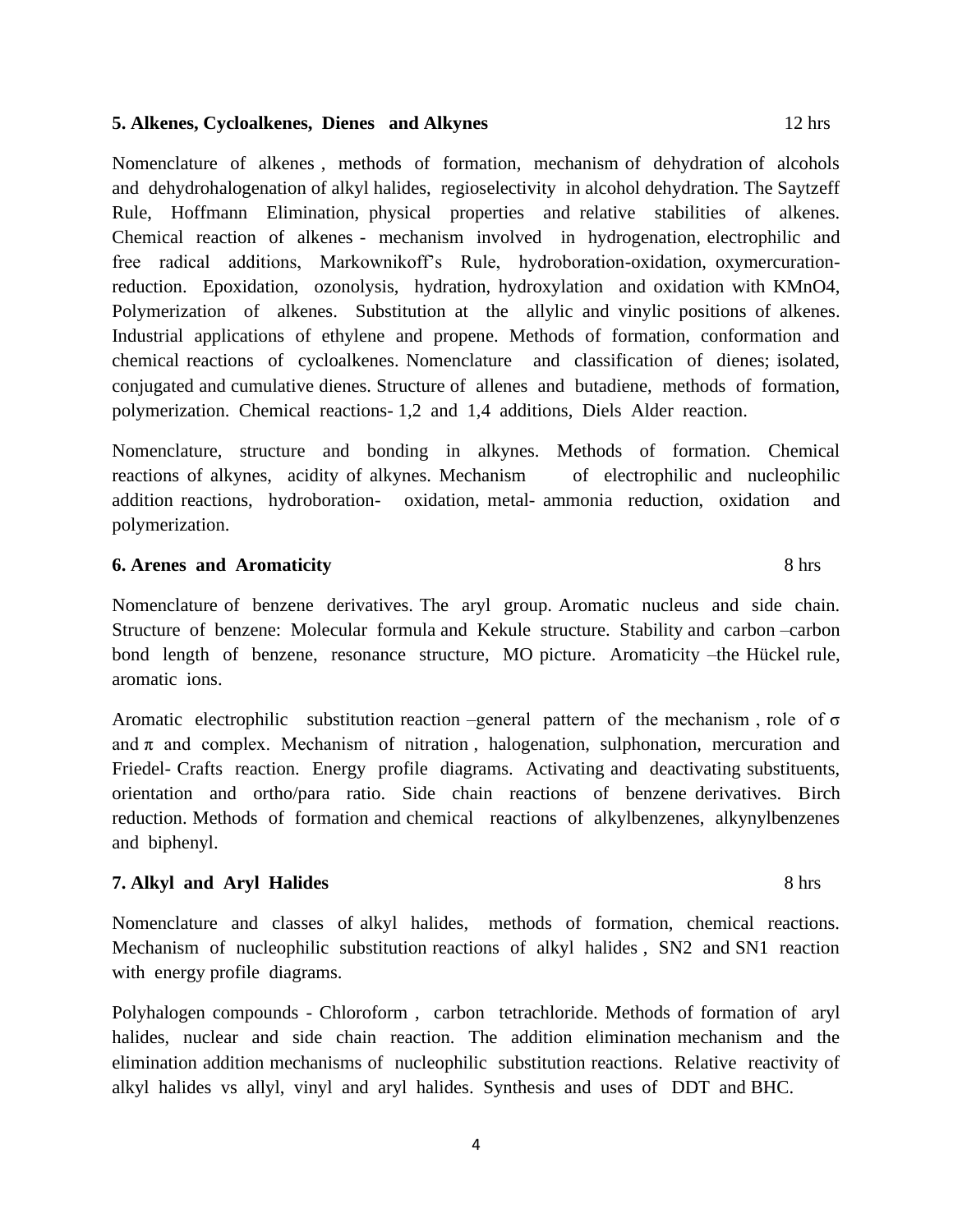**5. Alkenes, Cycloalkenes, Dienes and Alkynes** 12 hrs

Nomenclature of alkenes , methods of formation, mechanism of dehydration of alcohols and dehydrohalogenation of alkyl halides, regioselectivity in alcohol dehydration. The Saytzeff Rule, Hoffmann Elimination, physical properties and relative stabilities of alkenes. Chemical reaction of alkenes - mechanism involved in hydrogenation, electrophilic and free radical additions, Markownikoff's Rule, hydroboration-oxidation, oxymercuration-reduction. Epoxidation, ozonolysis, hydration, hydroxylation and oxidation with $KMnO_4$, Polymerization of alkenes. Substitution at the allylic and vinylic positions of alkenes. Industrial applications of ethylene and propene. Methods of formation, conformation and chemical reactions of cycloalkenes. Nomenclature and classification of dienes; isolated, conjugated and cumulative dienes. Structure of allenes and butadiene, methods of formation, polymerization. Chemical reactions- 1,2 and 1,4 additions, Diels Alder reaction.

Nomenclature, structure and bonding in alkynes. Methods of formation. Chemical reactions of alkynes, acidity of alkynes. Mechanism of electrophilic and nucleophilic addition reactions, hydroboration- oxidation, metal- ammonia reduction, oxidation and polymerization.

**6. Arenes and Aromaticity** 8 hrs

Nomenclature of benzene derivatives. The aryl group. Aromatic nucleus and side chain. Structure of benzene: Molecular formula and Kekule structure. Stability and carbon –carbon bond length of benzene, resonance structure, MO picture. Aromaticity –the Hückel rule, aromatic ions.

Aromatic electrophilic substitution reaction –general pattern of the mechanism , role of $\sigma$ and $\pi$ and complex. Mechanism of nitration , halogenation, sulphonation, mercuration and Friedel- Crafts reaction. Energy profile diagrams. Activating and deactivating substituents, orientation and ortho/para ratio. Side chain reactions of benzene derivatives. Birch reduction. Methods of formation and chemical reactions of alkylbenzenes, alkynylbenzenes and biphenyl.

**7. Alkyl and Aryl Halides** 8 hrs

Nomenclature and classes of alkyl halides, methods of formation, chemical reactions. Mechanism of nucleophilic substitution reactions of alkyl halides , SN2 and SN1 reaction with energy profile diagrams.

Polyhalogen compounds - Chloroform , carbon tetrachloride. Methods of formation of aryl halides, nuclear and side chain reaction. The addition elimination mechanism and the elimination addition mechanisms of nucleophilic substitution reactions. Relative reactivity of alkyl halides vs allyl, vinyl and aryl halides. Synthesis and uses of DDT and BHC.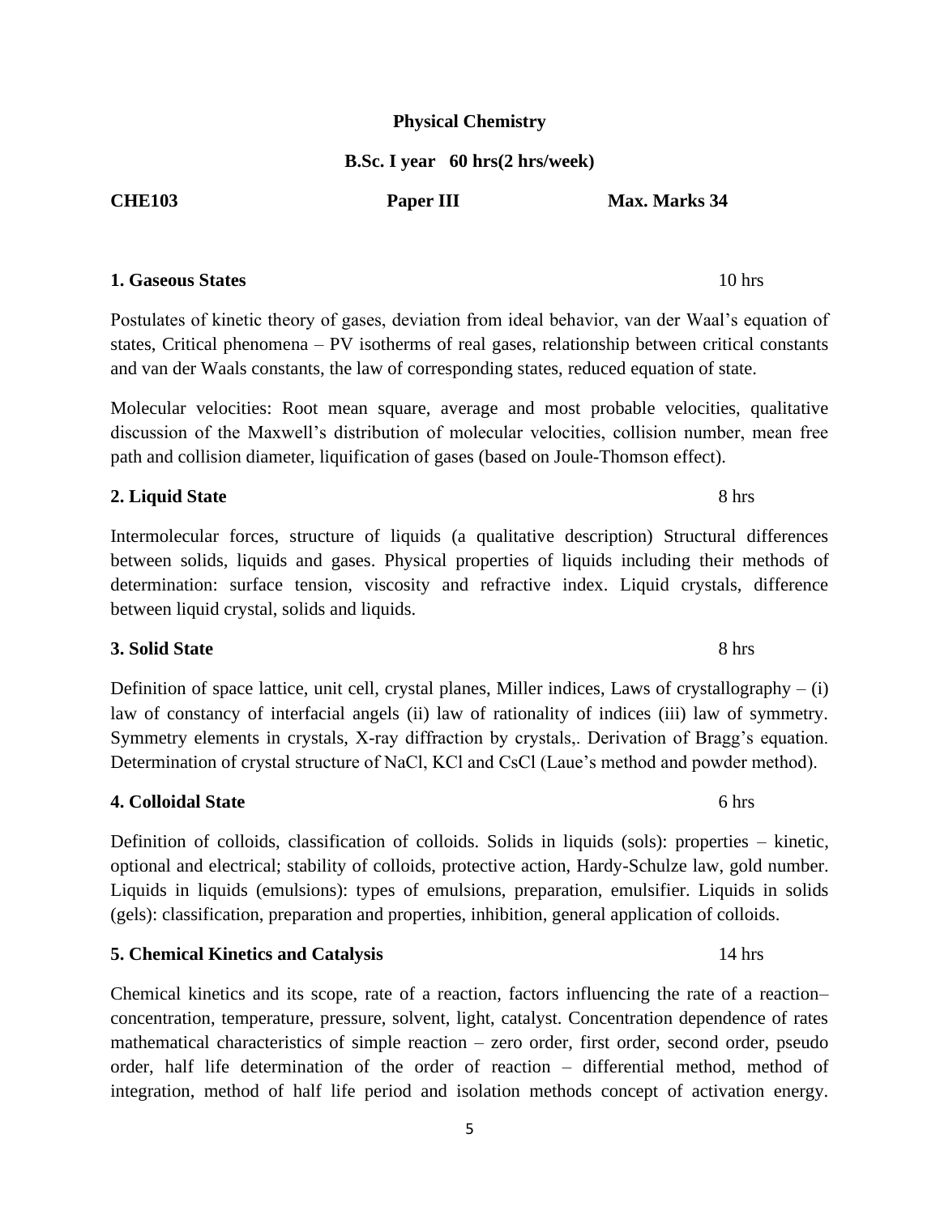## Physical Chemistry

**B.Sc. I year 60 hrs(2 hrs/week)**

**CHE103** **Paper III** **Max. Marks 34**

### 1. Gaseous States — 10 hrs

Postulates of kinetic theory of gases, deviation from ideal behavior, van der Waal's equation of states, Critical phenomena – PV isotherms of real gases, relationship between critical constants and van der Waals constants, the law of corresponding states, reduced equation of state.

Molecular velocities: Root mean square, average and most probable velocities, qualitative discussion of the Maxwell's distribution of molecular velocities, collision number, mean free path and collision diameter, liquification of gases (based on Joule-Thomson effect).

### 2. Liquid State — 8 hrs

Intermolecular forces, structure of liquids (a qualitative description) Structural differences between solids, liquids and gases. Physical properties of liquids including their methods of determination: surface tension, viscosity and refractive index. Liquid crystals, difference between liquid crystal, solids and liquids.

### 3. Solid State — 8 hrs

Definition of space lattice, unit cell, crystal planes, Miller indices, Laws of crystallography – (i) law of constancy of interfacial angels (ii) law of rationality of indices (iii) law of symmetry. Symmetry elements in crystals, X-ray diffraction by crystals,. Derivation of Bragg's equation. Determination of crystal structure of NaCl, KCl and CsCl (Laue's method and powder method).

### 4. Colloidal State — 6 hrs

Definition of colloids, classification of colloids. Solids in liquids (sols): properties – kinetic, optional and electrical; stability of colloids, protective action, Hardy-Schulze law, gold number. Liquids in liquids (emulsions): types of emulsions, preparation, emulsifier. Liquids in solids (gels): classification, preparation and properties, inhibition, general application of colloids.

### 5. Chemical Kinetics and Catalysis — 14 hrs

Chemical kinetics and its scope, rate of a reaction, factors influencing the rate of a reaction– concentration, temperature, pressure, solvent, light, catalyst. Concentration dependence of rates mathematical characteristics of simple reaction – zero order, first order, second order, pseudo order, half life determination of the order of reaction – differential method, method of integration, method of half life period and isolation methods concept of activation energy.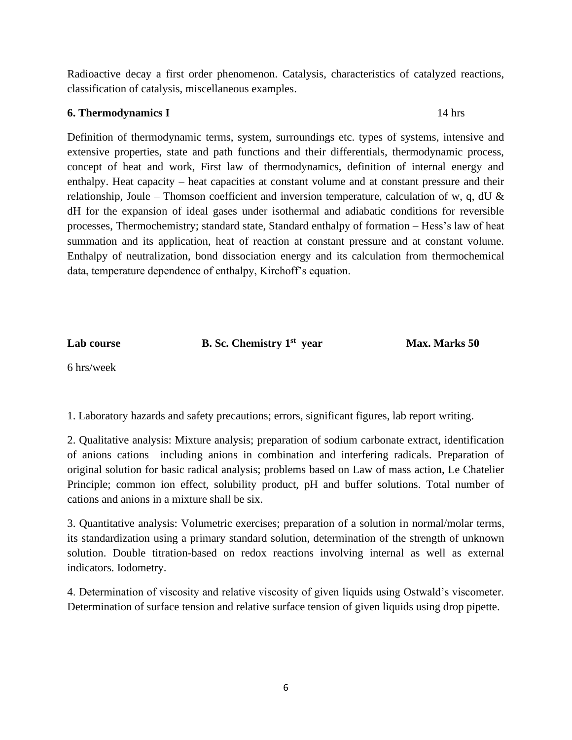Radioactive decay a first order phenomenon. Catalysis, characteristics of catalyzed reactions, classification of catalysis, miscellaneous examples.

**6. Thermodynamics I** 14 hrs

Definition of thermodynamic terms, system, surroundings etc. types of systems, intensive and extensive properties, state and path functions and their differentials, thermodynamic process, concept of heat and work, First law of thermodynamics, definition of internal energy and enthalpy. Heat capacity – heat capacities at constant volume and at constant pressure and their relationship, Joule – Thomson coefficient and inversion temperature, calculation of w, q, dU & dH for the expansion of ideal gases under isothermal and adiabatic conditions for reversible processes, Thermochemistry; standard state, Standard enthalpy of formation – Hess's law of heat summation and its application, heat of reaction at constant pressure and at constant volume. Enthalpy of neutralization, bond dissociation energy and its calculation from thermochemical data, temperature dependence of enthalpy, Kirchoff's equation.

**Lab course** **B. Sc. Chemistry 1st year** **Max. Marks 50**

6 hrs/week

1. Laboratory hazards and safety precautions; errors, significant figures, lab report writing.

2. Qualitative analysis: Mixture analysis; preparation of sodium carbonate extract, identification of anions cations including anions in combination and interfering radicals. Preparation of original solution for basic radical analysis; problems based on Law of mass action, Le Chatelier Principle; common ion effect, solubility product, pH and buffer solutions. Total number of cations and anions in a mixture shall be six.

3. Quantitative analysis: Volumetric exercises; preparation of a solution in normal/molar terms, its standardization using a primary standard solution, determination of the strength of unknown solution. Double titration-based on redox reactions involving internal as well as external indicators. Iodometry.

4. Determination of viscosity and relative viscosity of given liquids using Ostwald's viscometer. Determination of surface tension and relative surface tension of given liquids using drop pipette.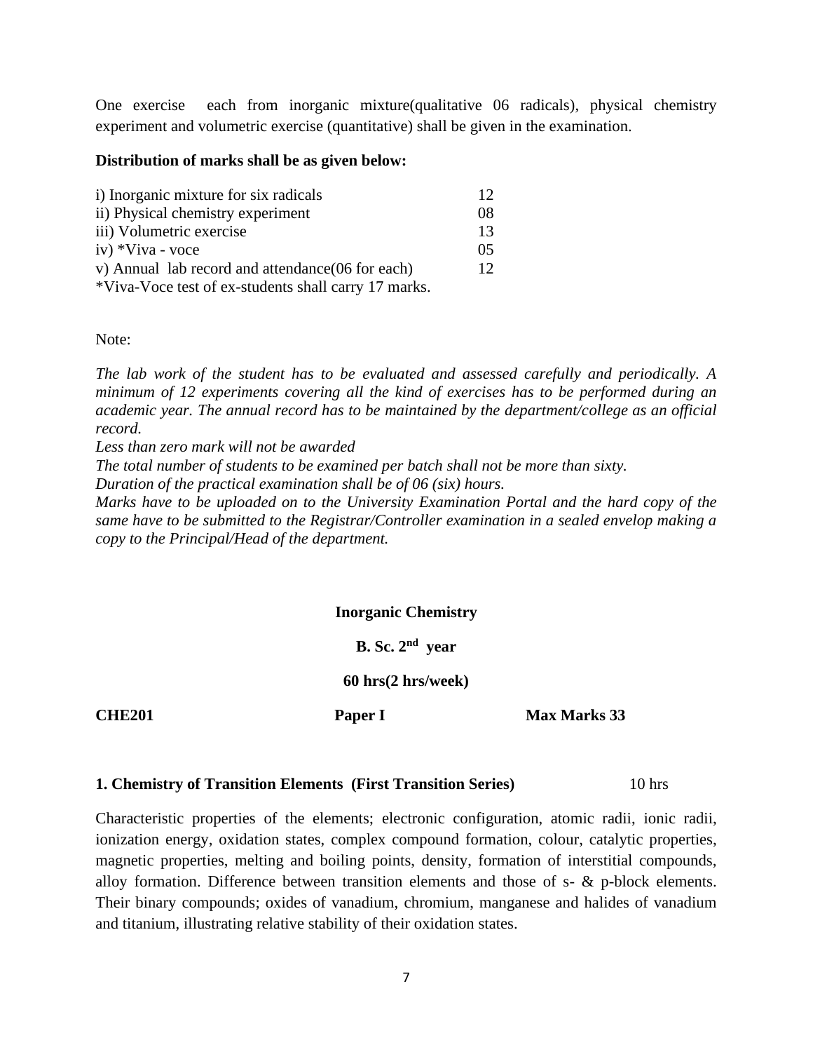One exercise each from inorganic mixture(qualitative 06 radicals), physical chemistry experiment and volumetric exercise (quantitative) shall be given in the examination.

**Distribution of marks shall be as given below:**

| | |
|---|---|
| i) Inorganic mixture for six radicals | 12 |
| ii) Physical chemistry experiment | 08 |
| iii) Volumetric exercise | 13 |
| iv) *Viva - voce | 05 |
| v) Annual lab record and attendance(06 for each) | 12 |

*Viva-Voce test of ex-students shall carry 17 marks.

Note:

*The lab work of the student has to be evaluated and assessed carefully and periodically. A minimum of 12 experiments covering all the kind of exercises has to be performed during an academic year. The annual record has to be maintained by the department/college as an official record.*

*Less than zero mark will not be awarded*

*The total number of students to be examined per batch shall not be more than sixty.*

*Duration of the practical examination shall be of 06 (six) hours.*

*Marks have to be uploaded on to the University Examination Portal and the hard copy of the same have to be submitted to the Registrar/Controller examination in a sealed envelop making a copy to the Principal/Head of the department.*

**Inorganic Chemistry**

**B. Sc. 2nd year**

**60 hrs(2 hrs/week)**

**CHE201** | **Paper I** | **Max Marks 33**

### 1. Chemistry of Transition Elements (First Transition Series) — 10 hrs

Characteristic properties of the elements; electronic configuration, atomic radii, ionic radii, ionization energy, oxidation states, complex compound formation, colour, catalytic properties, magnetic properties, melting and boiling points, density, formation of interstitial compounds, alloy formation. Difference between transition elements and those of s- & p-block elements. Their binary compounds; oxides of vanadium, chromium, manganese and halides of vanadium and titanium, illustrating relative stability of their oxidation states.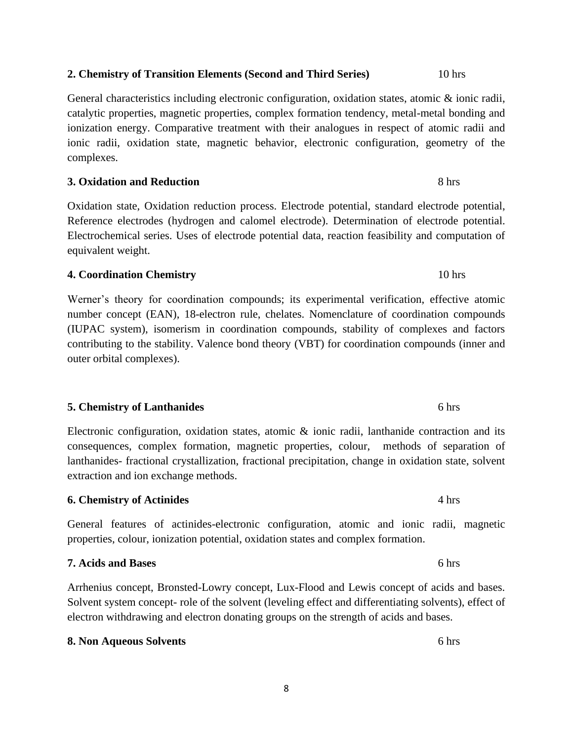**2. Chemistry of Transition Elements (Second and Third Series)** 10 hrs

General characteristics including electronic configuration, oxidation states, atomic & ionic radii, catalytic properties, magnetic properties, complex formation tendency, metal-metal bonding and ionization energy. Comparative treatment with their analogues in respect of atomic radii and ionic radii, oxidation state, magnetic behavior, electronic configuration, geometry of the complexes.

**3. Oxidation and Reduction** 8 hrs

Oxidation state, Oxidation reduction process. Electrode potential, standard electrode potential, Reference electrodes (hydrogen and calomel electrode). Determination of electrode potential. Electrochemical series. Uses of electrode potential data, reaction feasibility and computation of equivalent weight.

**4. Coordination Chemistry** 10 hrs

Werner's theory for coordination compounds; its experimental verification, effective atomic number concept (EAN), 18-electron rule, chelates. Nomenclature of coordination compounds (IUPAC system), isomerism in coordination compounds, stability of complexes and factors contributing to the stability. Valence bond theory (VBT) for coordination compounds (inner and outer orbital complexes).

**5. Chemistry of Lanthanides** 6 hrs

Electronic configuration, oxidation states, atomic & ionic radii, lanthanide contraction and its consequences, complex formation, magnetic properties, colour, methods of separation of lanthanides- fractional crystallization, fractional precipitation, change in oxidation state, solvent extraction and ion exchange methods.

**6. Chemistry of Actinides** 4 hrs

General features of actinides-electronic configuration, atomic and ionic radii, magnetic properties, colour, ionization potential, oxidation states and complex formation.

**7. Acids and Bases** 6 hrs

Arrhenius concept, Bronsted-Lowry concept, Lux-Flood and Lewis concept of acids and bases. Solvent system concept- role of the solvent (leveling effect and differentiating solvents), effect of electron withdrawing and electron donating groups on the strength of acids and bases.

**8. Non Aqueous Solvents** 6 hrs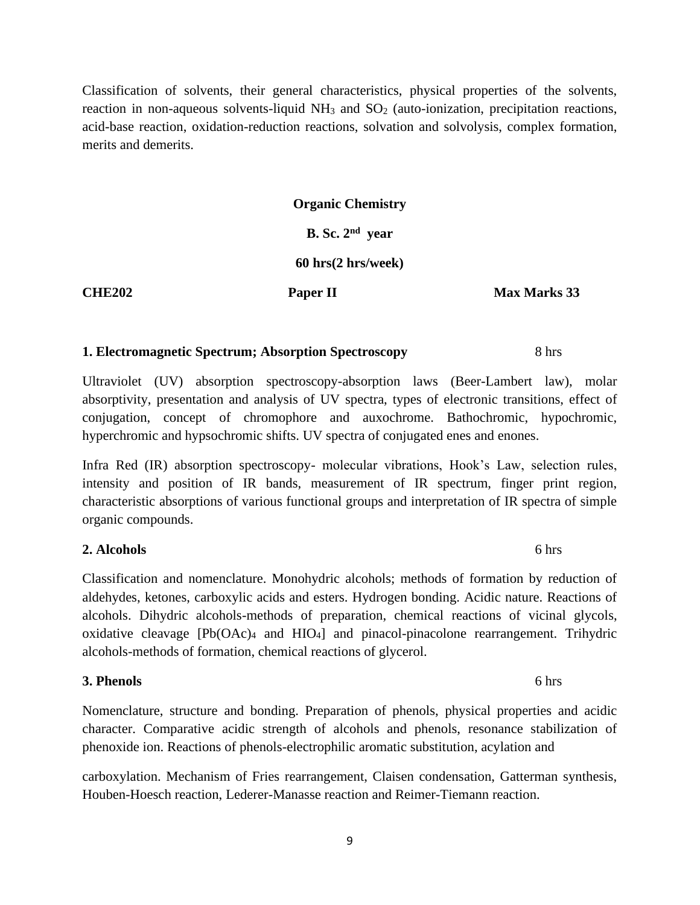Classification of solvents, their general characteristics, physical properties of the solvents, reaction in non-aqueous solvents-liquid $NH_3$ and $SO_2$ (auto-ionization, precipitation reactions, acid-base reaction, oxidation-reduction reactions, solvation and solvolysis, complex formation, merits and demerits.

**Organic Chemistry**

**B. Sc. 2nd year**

**60 hrs(2 hrs/week)**

**CHE202** **Paper II** **Max Marks 33**

**1. Electromagnetic Spectrum; Absorption Spectroscopy** 8 hrs

Ultraviolet (UV) absorption spectroscopy-absorption laws (Beer-Lambert law), molar absorptivity, presentation and analysis of UV spectra, types of electronic transitions, effect of conjugation, concept of chromophore and auxochrome. Bathochromic, hypochromic, hyperchromic and hypsochromic shifts. UV spectra of conjugated enes and enones.

Infra Red (IR) absorption spectroscopy- molecular vibrations, Hook's Law, selection rules, intensity and position of IR bands, measurement of IR spectrum, finger print region, characteristic absorptions of various functional groups and interpretation of IR spectra of simple organic compounds.

**2. Alcohols** 6 hrs

Classification and nomenclature. Monohydric alcohols; methods of formation by reduction of aldehydes, ketones, carboxylic acids and esters. Hydrogen bonding. Acidic nature. Reactions of alcohols. Dihydric alcohols-methods of preparation, chemical reactions of vicinal glycols, oxidative cleavage [$Pb(OAc)_4$ and $HIO_4$] and pinacol-pinacolone rearrangement. Trihydric alcohols-methods of formation, chemical reactions of glycerol.

**3. Phenols** 6 hrs

Nomenclature, structure and bonding. Preparation of phenols, physical properties and acidic character. Comparative acidic strength of alcohols and phenols, resonance stabilization of phenoxide ion. Reactions of phenols-electrophilic aromatic substitution, acylation and

carboxylation. Mechanism of Fries rearrangement, Claisen condensation, Gatterman synthesis, Houben-Hoesch reaction, Lederer-Manasse reaction and Reimer-Tiemann reaction.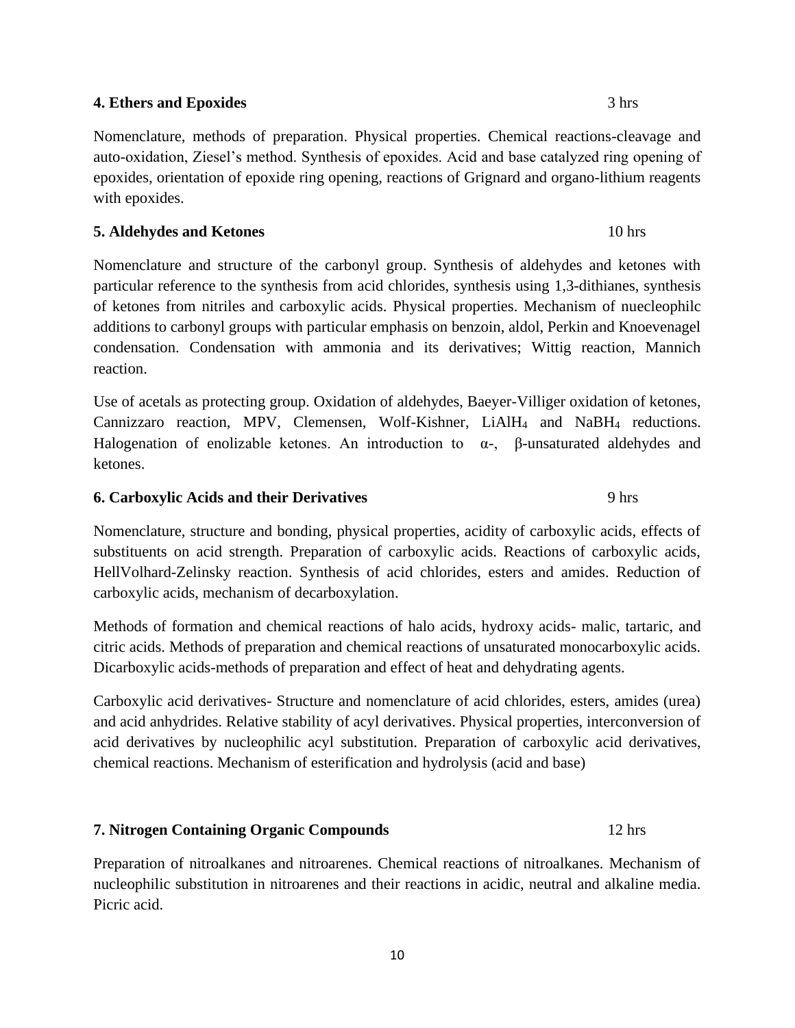**4. Ethers and Epoxides** 3 hrs

Nomenclature, methods of preparation. Physical properties. Chemical reactions-cleavage and auto-oxidation, Ziesel's method. Synthesis of epoxides. Acid and base catalyzed ring opening of epoxides, orientation of epoxide ring opening, reactions of Grignard and organo-lithium reagents with epoxides.

**5. Aldehydes and Ketones** 10 hrs

Nomenclature and structure of the carbonyl group. Synthesis of aldehydes and ketones with particular reference to the synthesis from acid chlorides, synthesis using 1,3-dithianes, synthesis of ketones from nitriles and carboxylic acids. Physical properties. Mechanism of nuecleophilc additions to carbonyl groups with particular emphasis on benzoin, aldol, Perkin and Knoevenagel condensation. Condensation with ammonia and its derivatives; Wittig reaction, Mannich reaction.

Use of acetals as protecting group. Oxidation of aldehydes, Baeyer-Villiger oxidation of ketones, Cannizzaro reaction, MPV, Clemensen, Wolf-Kishner, $LiAlH_4$ and $NaBH_4$ reductions. Halogenation of enolizable ketones. An introduction to α-, β-unsaturated aldehydes and ketones.

**6. Carboxylic Acids and their Derivatives** 9 hrs

Nomenclature, structure and bonding, physical properties, acidity of carboxylic acids, effects of substituents on acid strength. Preparation of carboxylic acids. Reactions of carboxylic acids, HellVolhard-Zelinsky reaction. Synthesis of acid chlorides, esters and amides. Reduction of carboxylic acids, mechanism of decarboxylation.

Methods of formation and chemical reactions of halo acids, hydroxy acids- malic, tartaric, and citric acids. Methods of preparation and chemical reactions of unsaturated monocarboxylic acids. Dicarboxylic acids-methods of preparation and effect of heat and dehydrating agents.

Carboxylic acid derivatives- Structure and nomenclature of acid chlorides, esters, amides (urea) and acid anhydrides. Relative stability of acyl derivatives. Physical properties, interconversion of acid derivatives by nucleophilic acyl substitution. Preparation of carboxylic acid derivatives, chemical reactions. Mechanism of esterification and hydrolysis (acid and base)

**7. Nitrogen Containing Organic Compounds** 12 hrs

Preparation of nitroalkanes and nitroarenes. Chemical reactions of nitroalkanes. Mechanism of nucleophilic substitution in nitroarenes and their reactions in acidic, neutral and alkaline media. Picric acid.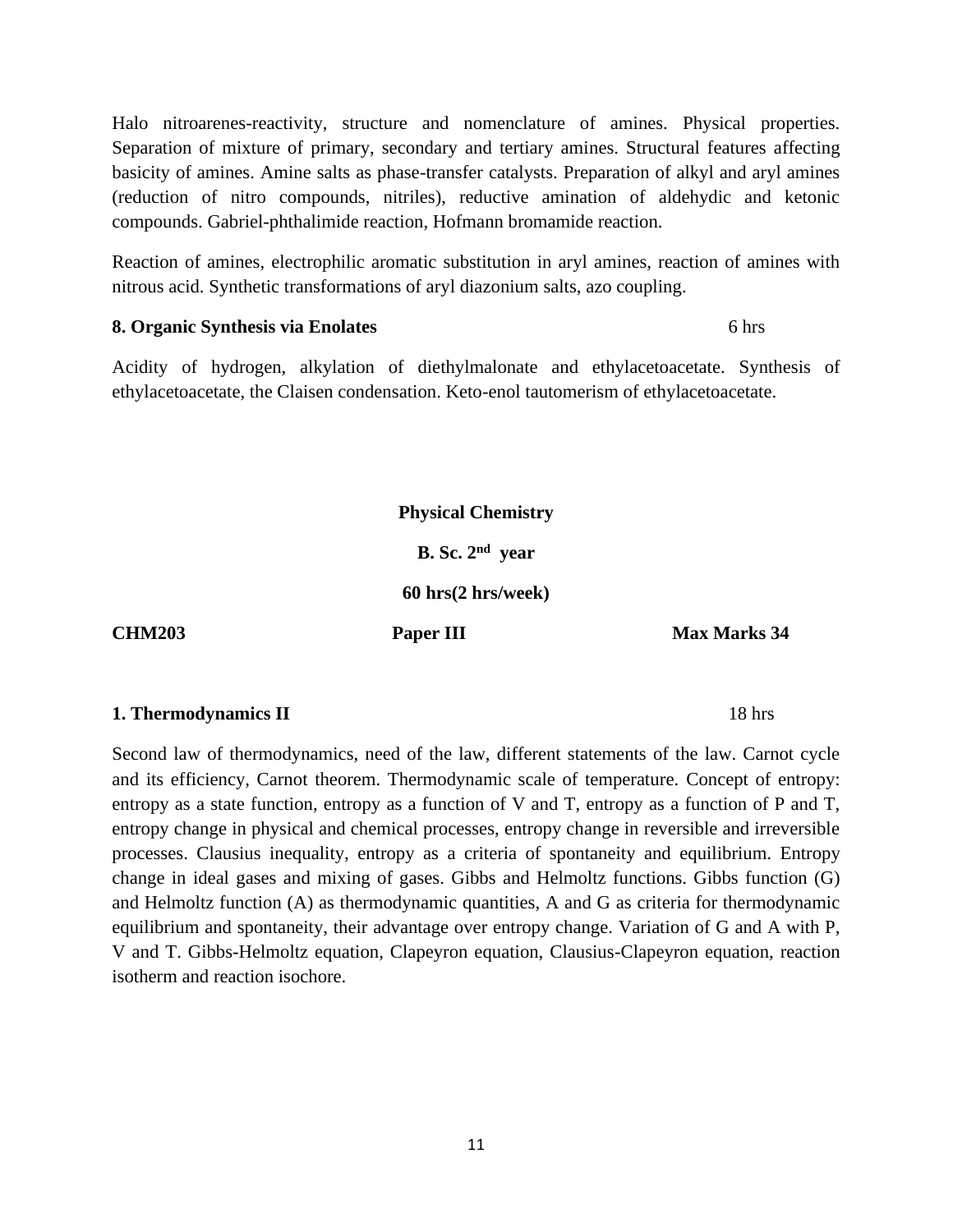Halo nitroarenes-reactivity, structure and nomenclature of amines. Physical properties. Separation of mixture of primary, secondary and tertiary amines. Structural features affecting basicity of amines. Amine salts as phase-transfer catalysts. Preparation of alkyl and aryl amines (reduction of nitro compounds, nitriles), reductive amination of aldehydic and ketonic compounds. Gabriel-phthalimide reaction, Hofmann bromamide reaction.

Reaction of amines, electrophilic aromatic substitution in aryl amines, reaction of amines with nitrous acid. Synthetic transformations of aryl diazonium salts, azo coupling.

**8. Organic Synthesis via Enolates** 6 hrs

Acidity of hydrogen, alkylation of diethylmalonate and ethylacetoacetate. Synthesis of ethylacetoacetate, the Claisen condensation. Keto-enol tautomerism of ethylacetoacetate.

**Physical Chemistry**

**B. Sc. 2nd year**

**60 hrs(2 hrs/week)**

**CHM203** **Paper III** **Max Marks 34**

**1. Thermodynamics II** 18 hrs

Second law of thermodynamics, need of the law, different statements of the law. Carnot cycle and its efficiency, Carnot theorem. Thermodynamic scale of temperature. Concept of entropy: entropy as a state function, entropy as a function of V and T, entropy as a function of P and T, entropy change in physical and chemical processes, entropy change in reversible and irreversible processes. Clausius inequality, entropy as a criteria of spontaneity and equilibrium. Entropy change in ideal gases and mixing of gases. Gibbs and Helmoltz functions. Gibbs function (G) and Helmoltz function (A) as thermodynamic quantities, A and G as criteria for thermodynamic equilibrium and spontaneity, their advantage over entropy change. Variation of G and A with P, V and T. Gibbs-Helmoltz equation, Clapeyron equation, Clausius-Clapeyron equation, reaction isotherm and reaction isochore.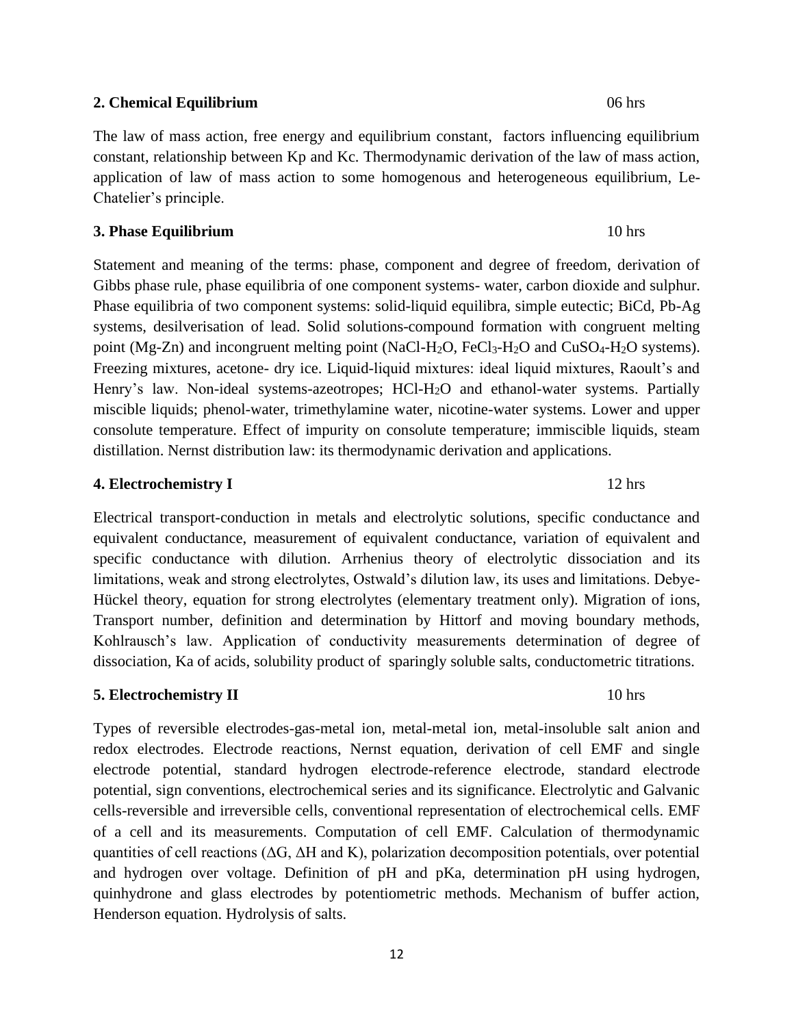**2. Chemical Equilibrium** 06 hrs

The law of mass action, free energy and equilibrium constant, factors influencing equilibrium constant, relationship between Kp and Kc. Thermodynamic derivation of the law of mass action, application of law of mass action to some homogenous and heterogeneous equilibrium, Le-Chatelier's principle.

**3. Phase Equilibrium** 10 hrs

Statement and meaning of the terms: phase, component and degree of freedom, derivation of Gibbs phase rule, phase equilibria of one component systems- water, carbon dioxide and sulphur. Phase equilibria of two component systems: solid-liquid equilibra, simple eutectic; BiCd, Pb-Ag systems, desilverisation of lead. Solid solutions-compound formation with congruent melting point (Mg-Zn) and incongruent melting point (NaCl-$H_2O$, $FeCl_3$-$H_2O$ and $CuSO_4$-$H_2O$ systems). Freezing mixtures, acetone- dry ice. Liquid-liquid mixtures: ideal liquid mixtures, Raoult's and Henry's law. Non-ideal systems-azeotropes; HCl-$H_2O$ and ethanol-water systems. Partially miscible liquids; phenol-water, trimethylamine water, nicotine-water systems. Lower and upper consolute temperature. Effect of impurity on consolute temperature; immiscible liquids, steam distillation. Nernst distribution law: its thermodynamic derivation and applications.

**4. Electrochemistry I** 12 hrs

Electrical transport-conduction in metals and electrolytic solutions, specific conductance and equivalent conductance, measurement of equivalent conductance, variation of equivalent and specific conductance with dilution. Arrhenius theory of electrolytic dissociation and its limitations, weak and strong electrolytes, Ostwald's dilution law, its uses and limitations. Debye-Hückel theory, equation for strong electrolytes (elementary treatment only). Migration of ions, Transport number, definition and determination by Hittorf and moving boundary methods, Kohlrausch's law. Application of conductivity measurements determination of degree of dissociation, Ka of acids, solubility product of sparingly soluble salts, conductometric titrations.

**5. Electrochemistry II** 10 hrs

Types of reversible electrodes-gas-metal ion, metal-metal ion, metal-insoluble salt anion and redox electrodes. Electrode reactions, Nernst equation, derivation of cell EMF and single electrode potential, standard hydrogen electrode-reference electrode, standard electrode potential, sign conventions, electrochemical series and its significance. Electrolytic and Galvanic cells-reversible and irreversible cells, conventional representation of electrochemical cells. EMF of a cell and its measurements. Computation of cell EMF. Calculation of thermodynamic quantities of cell reactions ($\Delta G$, $\Delta H$ and K), polarization decomposition potentials, over potential and hydrogen over voltage. Definition of pH and pKa, determination pH using hydrogen, quinhydrone and glass electrodes by potentiometric methods. Mechanism of buffer action, Henderson equation. Hydrolysis of salts.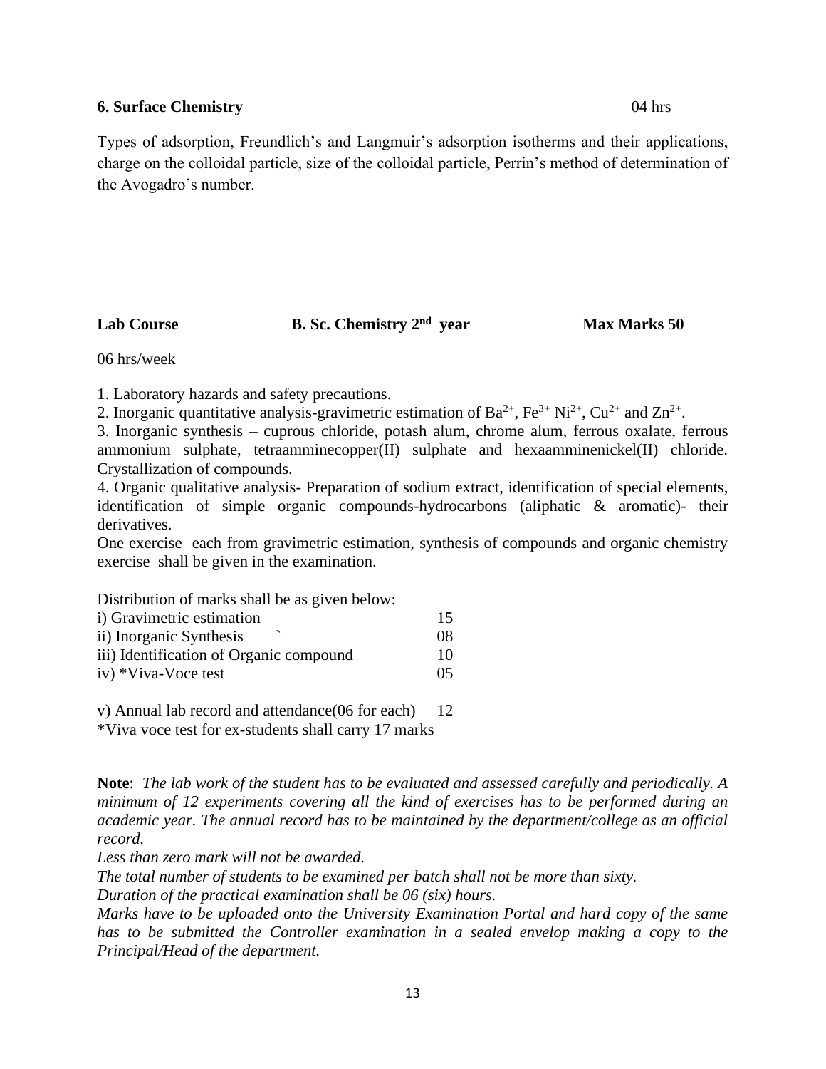**6. Surface Chemistry** 04 hrs

Types of adsorption, Freundlich's and Langmuir's adsorption isotherms and their applications, charge on the colloidal particle, size of the colloidal particle, Perrin's method of determination of the Avogadro's number.

**Lab Course** **B. Sc. Chemistry 2nd year** **Max Marks 50**

06 hrs/week

1. Laboratory hazards and safety precautions.
2. Inorganic quantitative analysis-gravimetric estimation of $Ba^{2+}$, $Fe^{3+}$ $Ni^{2+}$, $Cu^{2+}$ and $Zn^{2+}$.
3. Inorganic synthesis – cuprous chloride, potash alum, chrome alum, ferrous oxalate, ferrous ammonium sulphate, tetraamminecopper(II) sulphate and hexaamminenickel(II) chloride. Crystallization of compounds.
4. Organic qualitative analysis- Preparation of sodium extract, identification of special elements, identification of simple organic compounds-hydrocarbons (aliphatic & aromatic)- their derivatives.

One exercise each from gravimetric estimation, synthesis of compounds and organic chemistry exercise shall be given in the examination.

Distribution of marks shall be as given below:

| | |
|---|---|
| i) Gravimetric estimation | 15 |
| ii) Inorganic Synthesis | 08 |
| iii) Identification of Organic compound | 10 |
| iv) *Viva-Voce test | 05 |
| v) Annual lab record and attendance(06 for each) | 12 |

*Viva voce test for ex-students shall carry 17 marks

**Note**: *The lab work of the student has to be evaluated and assessed carefully and periodically. A minimum of 12 experiments covering all the kind of exercises has to be performed during an academic year. The annual record has to be maintained by the department/college as an official record.*

*Less than zero mark will not be awarded.*

*The total number of students to be examined per batch shall not be more than sixty.*

*Duration of the practical examination shall be 06 (six) hours.*

*Marks have to be uploaded onto the University Examination Portal and hard copy of the same has to be submitted the Controller examination in a sealed envelop making a copy to the Principal/Head of the department.*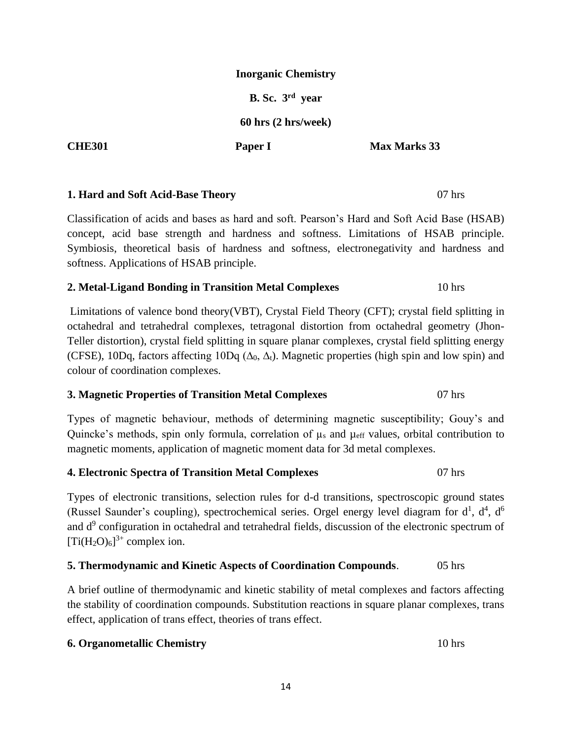**Inorganic Chemistry**

**B. Sc. 3rd year**

**60 hrs (2 hrs/week)**

**CHE301** **Paper I** **Max Marks 33**

**1. Hard and Soft Acid-Base Theory** 07 hrs

Classification of acids and bases as hard and soft. Pearson's Hard and Soft Acid Base (HSAB) concept, acid base strength and hardness and softness. Limitations of HSAB principle. Symbiosis, theoretical basis of hardness and softness, electronegativity and hardness and softness. Applications of HSAB principle.

**2. Metal-Ligand Bonding in Transition Metal Complexes** 10 hrs

Limitations of valence bond theory(VBT), Crystal Field Theory (CFT); crystal field splitting in octahedral and tetrahedral complexes, tetragonal distortion from octahedral geometry (Jhon-Teller distortion), crystal field splitting in square planar complexes, crystal field splitting energy (CFSE), 10Dq, factors affecting 10Dq ($\Delta_0$, $\Delta_t$). Magnetic properties (high spin and low spin) and colour of coordination complexes.

**3. Magnetic Properties of Transition Metal Complexes** 07 hrs

Types of magnetic behaviour, methods of determining magnetic susceptibility; Gouy's and Quincke's methods, spin only formula, correlation of $\mu_s$ and $\mu_{eff}$ values, orbital contribution to magnetic moments, application of magnetic moment data for 3d metal complexes.

**4. Electronic Spectra of Transition Metal Complexes** 07 hrs

Types of electronic transitions, selection rules for d-d transitions, spectroscopic ground states (Russel Saunder's coupling), spectrochemical series. Orgel energy level diagram for $d^1$, $d^4$, $d^6$ and $d^9$ configuration in octahedral and tetrahedral fields, discussion of the electronic spectrum of $[Ti(H_2O)_6]^{3+}$ complex ion.

**5. Thermodynamic and Kinetic Aspects of Coordination Compounds**. 05 hrs

A brief outline of thermodynamic and kinetic stability of metal complexes and factors affecting the stability of coordination compounds. Substitution reactions in square planar complexes, trans effect, application of trans effect, theories of trans effect.

**6. Organometallic Chemistry** 10 hrs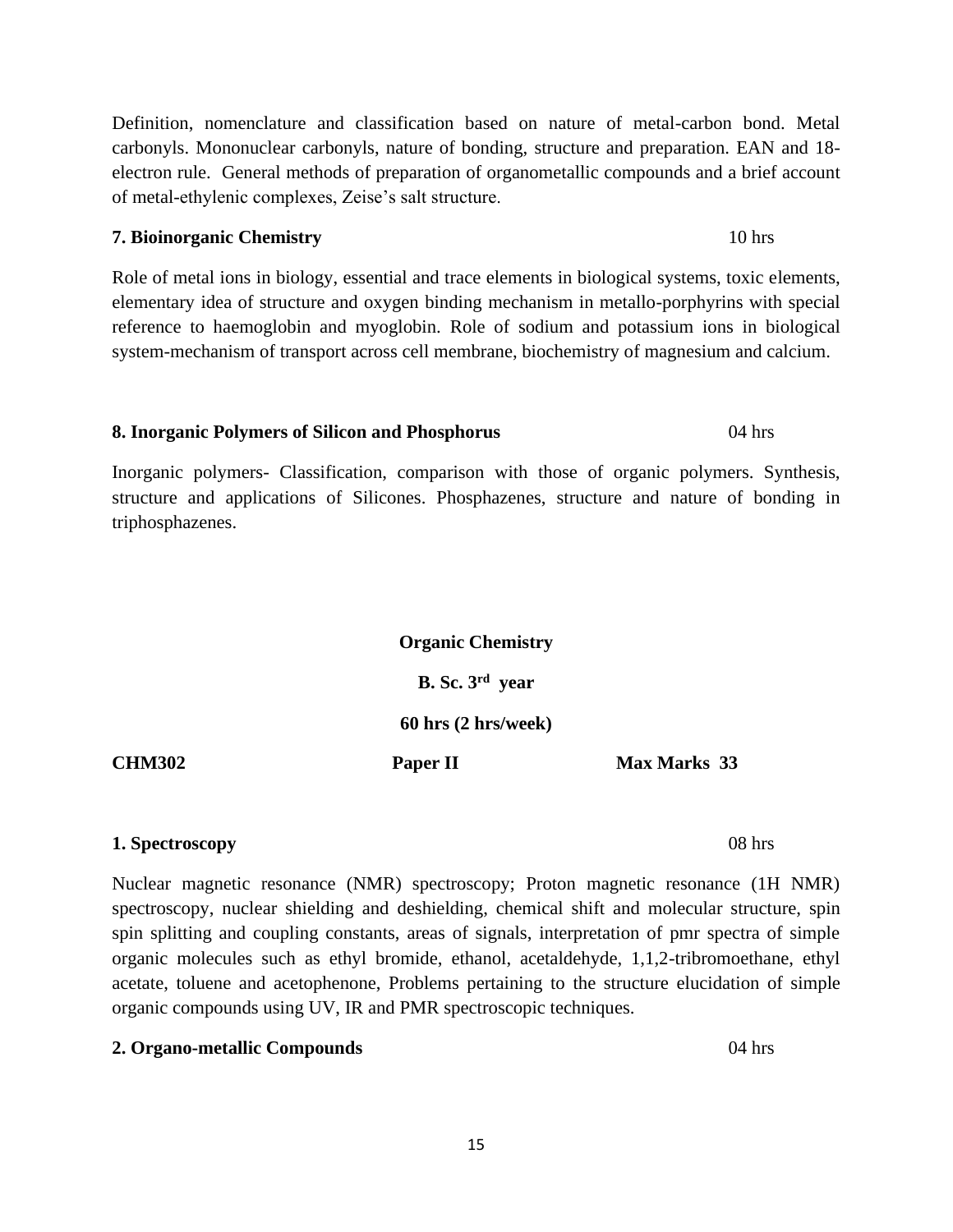Definition, nomenclature and classification based on nature of metal-carbon bond. Metal carbonyls. Mononuclear carbonyls, nature of bonding, structure and preparation. EAN and 18-electron rule. General methods of preparation of organometallic compounds and a brief account of metal-ethylenic complexes, Zeise's salt structure.

**7. Bioinorganic Chemistry** 10 hrs

Role of metal ions in biology, essential and trace elements in biological systems, toxic elements, elementary idea of structure and oxygen binding mechanism in metallo-porphyrins with special reference to haemoglobin and myoglobin. Role of sodium and potassium ions in biological system-mechanism of transport across cell membrane, biochemistry of magnesium and calcium.

**8. Inorganic Polymers of Silicon and Phosphorus** 04 hrs

Inorganic polymers- Classification, comparison with those of organic polymers. Synthesis, structure and applications of Silicones. Phosphazenes, structure and nature of bonding in triphosphazenes.

**Organic Chemistry**

**B. Sc. 3rd year**

**60 hrs (2 hrs/week)**

**CHM302** **Paper II** **Max Marks 33**

**1. Spectroscopy** 08 hrs

Nuclear magnetic resonance (NMR) spectroscopy; Proton magnetic resonance (1H NMR) spectroscopy, nuclear shielding and deshielding, chemical shift and molecular structure, spin spin splitting and coupling constants, areas of signals, interpretation of pmr spectra of simple organic molecules such as ethyl bromide, ethanol, acetaldehyde, 1,1,2-tribromoethane, ethyl acetate, toluene and acetophenone, Problems pertaining to the structure elucidation of simple organic compounds using UV, IR and PMR spectroscopic techniques.

**2. Organo-metallic Compounds** 04 hrs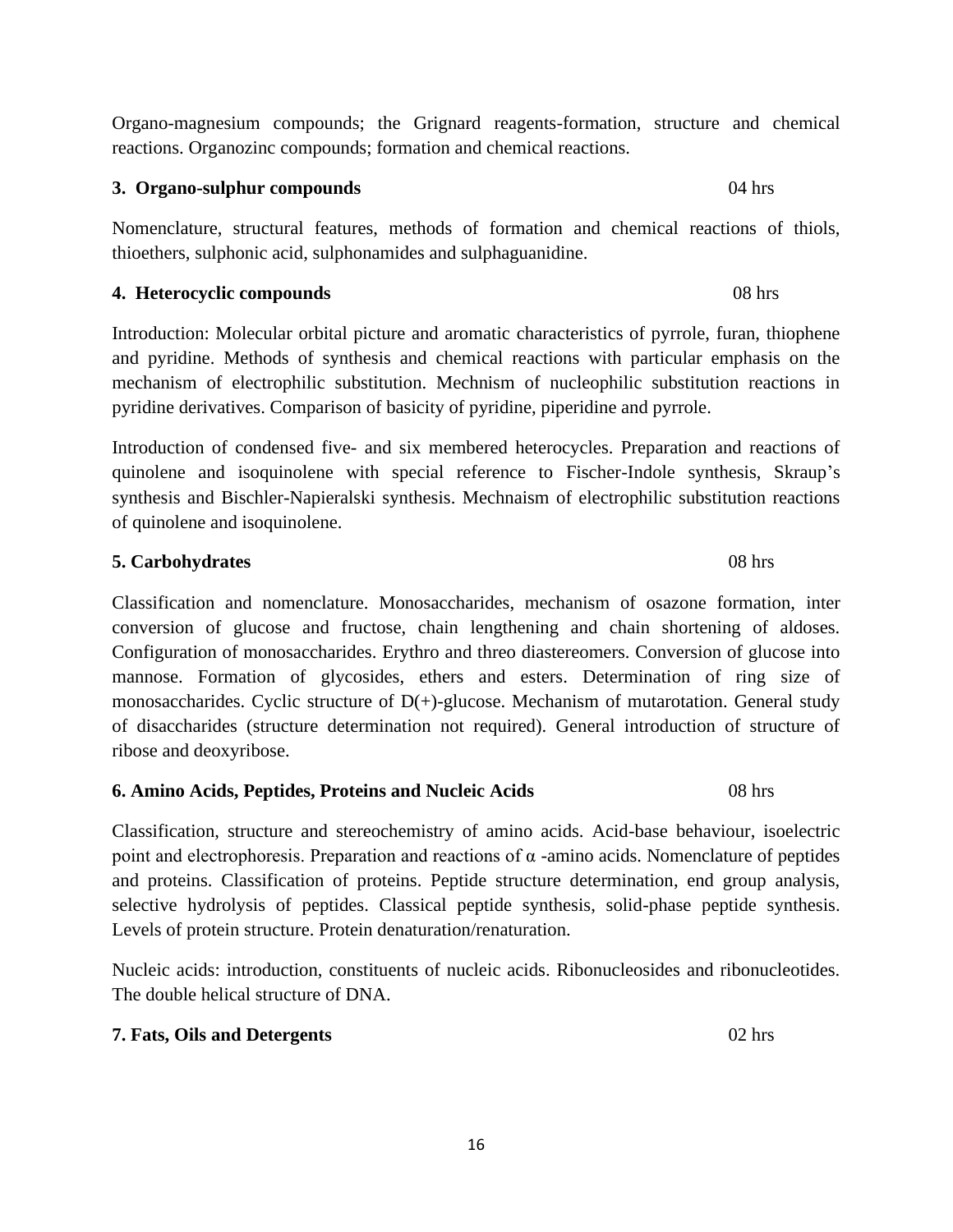Organo-magnesium compounds; the Grignard reagents-formation, structure and chemical reactions. Organozinc compounds; formation and chemical reactions.

**3. Organo-sulphur compounds** 04 hrs

Nomenclature, structural features, methods of formation and chemical reactions of thiols, thioethers, sulphonic acid, sulphonamides and sulphaguanidine.

**4. Heterocyclic compounds** 08 hrs

Introduction: Molecular orbital picture and aromatic characteristics of pyrrole, furan, thiophene and pyridine. Methods of synthesis and chemical reactions with particular emphasis on the mechanism of electrophilic substitution. Mechnism of nucleophilic substitution reactions in pyridine derivatives. Comparison of basicity of pyridine, piperidine and pyrrole.

Introduction of condensed five- and six membered heterocycles. Preparation and reactions of quinolene and isoquinolene with special reference to Fischer-Indole synthesis, Skraup's synthesis and Bischler-Napieralski synthesis. Mechnaism of electrophilic substitution reactions of quinolene and isoquinolene.

**5. Carbohydrates** 08 hrs

Classification and nomenclature. Monosaccharides, mechanism of osazone formation, inter conversion of glucose and fructose, chain lengthening and chain shortening of aldoses. Configuration of monosaccharides. Erythro and threo diastereomers. Conversion of glucose into mannose. Formation of glycosides, ethers and esters. Determination of ring size of monosaccharides. Cyclic structure of D(+)-glucose. Mechanism of mutarotation. General study of disaccharides (structure determination not required). General introduction of structure of ribose and deoxyribose.

**6. Amino Acids, Peptides, Proteins and Nucleic Acids** 08 hrs

Classification, structure and stereochemistry of amino acids. Acid-base behaviour, isoelectric point and electrophoresis. Preparation and reactions of $\alpha$ -amino acids. Nomenclature of peptides and proteins. Classification of proteins. Peptide structure determination, end group analysis, selective hydrolysis of peptides. Classical peptide synthesis, solid-phase peptide synthesis. Levels of protein structure. Protein denaturation/renaturation.

Nucleic acids: introduction, constituents of nucleic acids. Ribonucleosides and ribonucleotides. The double helical structure of DNA.

**7. Fats, Oils and Detergents** 02 hrs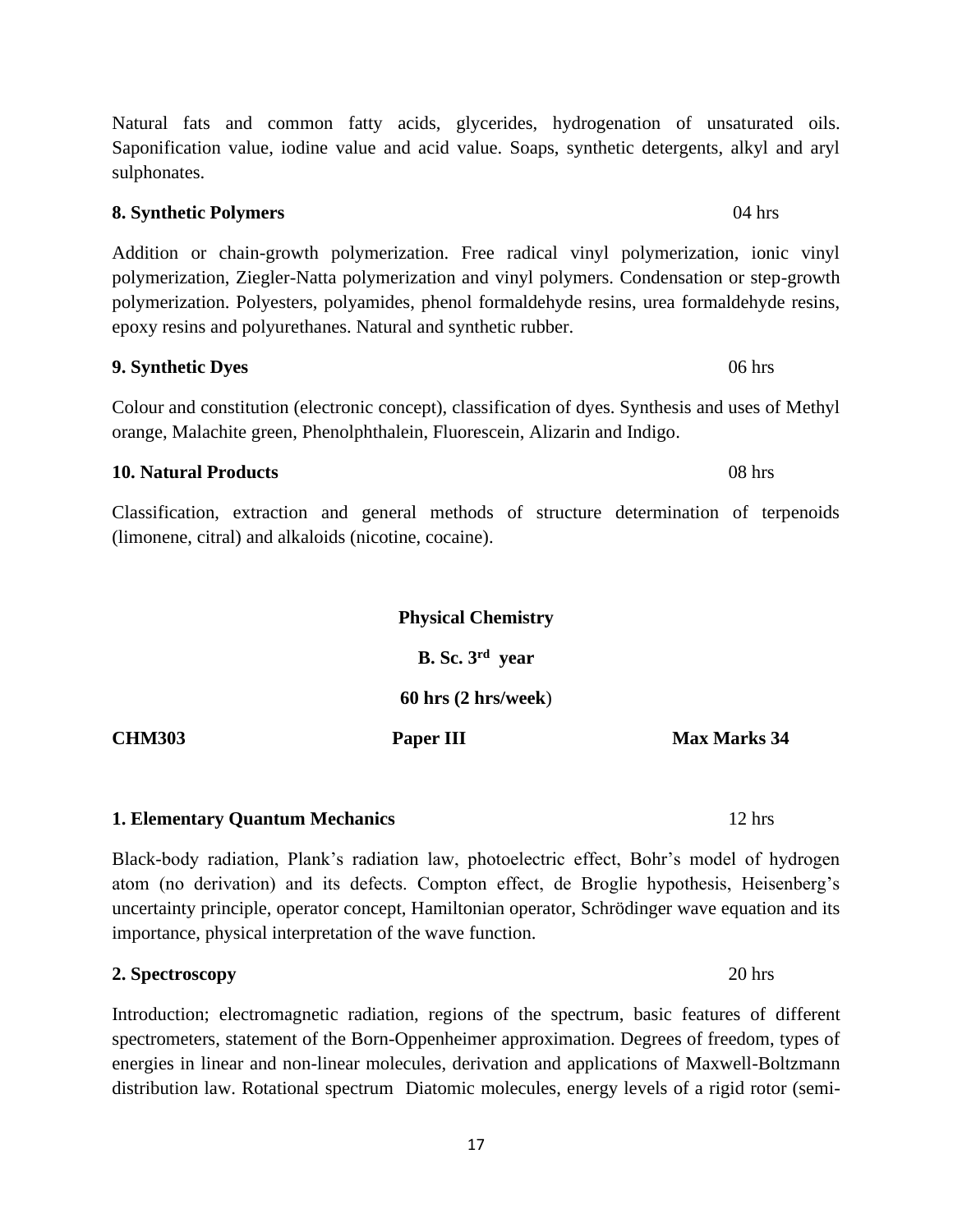Natural fats and common fatty acids, glycerides, hydrogenation of unsaturated oils. Saponification value, iodine value and acid value. Soaps, synthetic detergents, alkyl and aryl sulphonates.

**8. Synthetic Polymers** 04 hrs

Addition or chain-growth polymerization. Free radical vinyl polymerization, ionic vinyl polymerization, Ziegler-Natta polymerization and vinyl polymers. Condensation or step-growth polymerization. Polyesters, polyamides, phenol formaldehyde resins, urea formaldehyde resins, epoxy resins and polyurethanes. Natural and synthetic rubber.

**9. Synthetic Dyes** 06 hrs

Colour and constitution (electronic concept), classification of dyes. Synthesis and uses of Methyl orange, Malachite green, Phenolphthalein, Fluorescein, Alizarin and Indigo.

**10. Natural Products** 08 hrs

Classification, extraction and general methods of structure determination of terpenoids (limonene, citral) and alkaloids (nicotine, cocaine).

## Physical Chemistry

**B. Sc. 3rd year**

**60 hrs (2 hrs/week)**

**CHM303** **Paper III** **Max Marks 34**

**1. Elementary Quantum Mechanics** 12 hrs

Black-body radiation, Plank's radiation law, photoelectric effect, Bohr's model of hydrogen atom (no derivation) and its defects. Compton effect, de Broglie hypothesis, Heisenberg's uncertainty principle, operator concept, Hamiltonian operator, Schrödinger wave equation and its importance, physical interpretation of the wave function.

**2. Spectroscopy** 20 hrs

Introduction; electromagnetic radiation, regions of the spectrum, basic features of different spectrometers, statement of the Born-Oppenheimer approximation. Degrees of freedom, types of energies in linear and non-linear molecules, derivation and applications of Maxwell-Boltzmann distribution law. Rotational spectrum Diatomic molecules, energy levels of a rigid rotor (semi-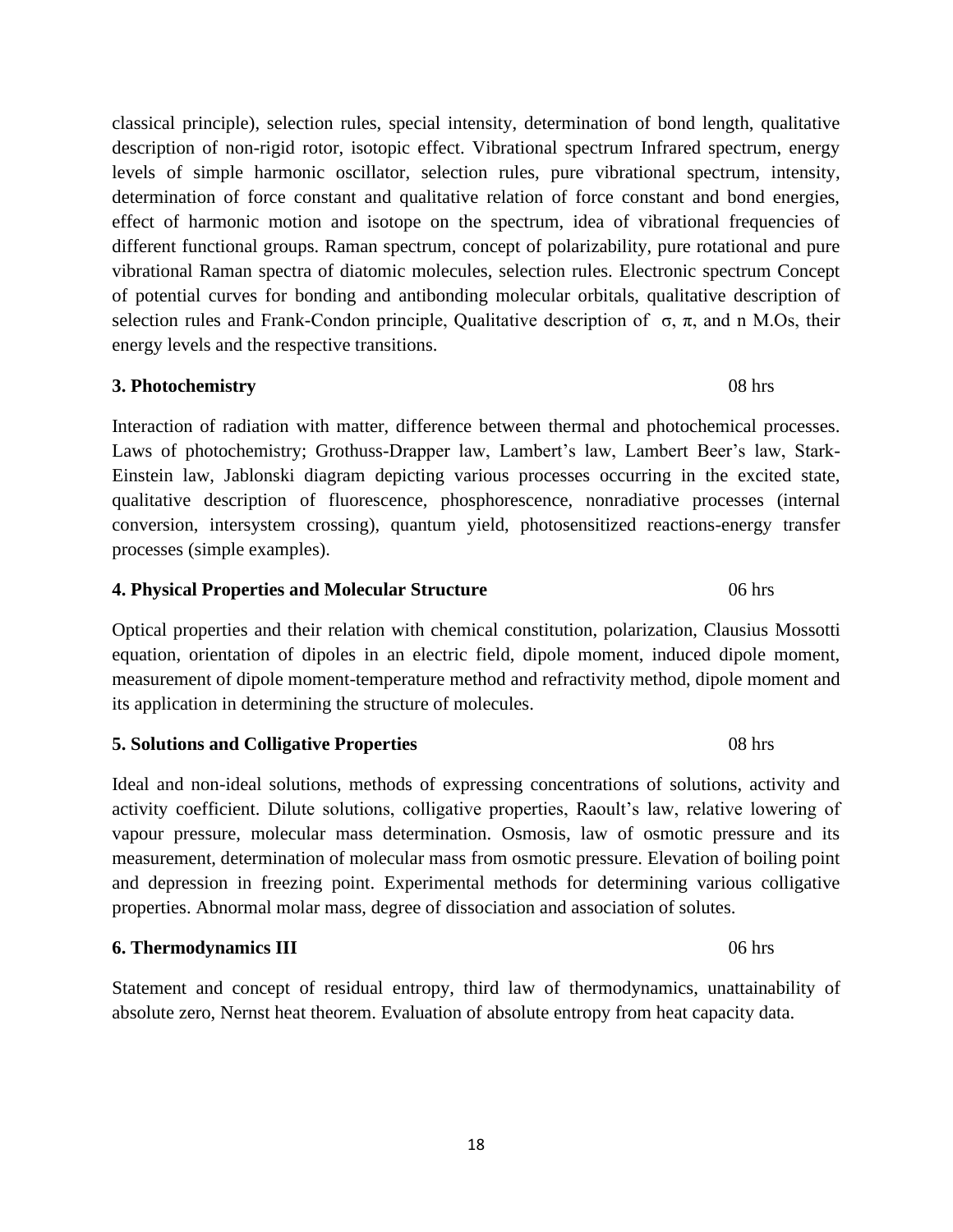classical principle), selection rules, special intensity, determination of bond length, qualitative description of non-rigid rotor, isotopic effect. Vibrational spectrum Infrared spectrum, energy levels of simple harmonic oscillator, selection rules, pure vibrational spectrum, intensity, determination of force constant and qualitative relation of force constant and bond energies, effect of harmonic motion and isotope on the spectrum, idea of vibrational frequencies of different functional groups. Raman spectrum, concept of polarizability, pure rotational and pure vibrational Raman spectra of diatomic molecules, selection rules. Electronic spectrum Concept of potential curves for bonding and antibonding molecular orbitals, qualitative description of selection rules and Frank-Condon principle, Qualitative description of $\sigma$, $\pi$, and n M.Os, their energy levels and the respective transitions.

**3. Photochemistry** 08 hrs

Interaction of radiation with matter, difference between thermal and photochemical processes. Laws of photochemistry; Grothuss-Drapper law, Lambert's law, Lambert Beer's law, Stark-Einstein law, Jablonski diagram depicting various processes occurring in the excited state, qualitative description of fluorescence, phosphorescence, nonradiative processes (internal conversion, intersystem crossing), quantum yield, photosensitized reactions-energy transfer processes (simple examples).

**4. Physical Properties and Molecular Structure** 06 hrs

Optical properties and their relation with chemical constitution, polarization, Clausius Mossotti equation, orientation of dipoles in an electric field, dipole moment, induced dipole moment, measurement of dipole moment-temperature method and refractivity method, dipole moment and its application in determining the structure of molecules.

**5. Solutions and Colligative Properties** 08 hrs

Ideal and non-ideal solutions, methods of expressing concentrations of solutions, activity and activity coefficient. Dilute solutions, colligative properties, Raoult's law, relative lowering of vapour pressure, molecular mass determination. Osmosis, law of osmotic pressure and its measurement, determination of molecular mass from osmotic pressure. Elevation of boiling point and depression in freezing point. Experimental methods for determining various colligative properties. Abnormal molar mass, degree of dissociation and association of solutes.

**6. Thermodynamics III** 06 hrs

Statement and concept of residual entropy, third law of thermodynamics, unattainability of absolute zero, Nernst heat theorem. Evaluation of absolute entropy from heat capacity data.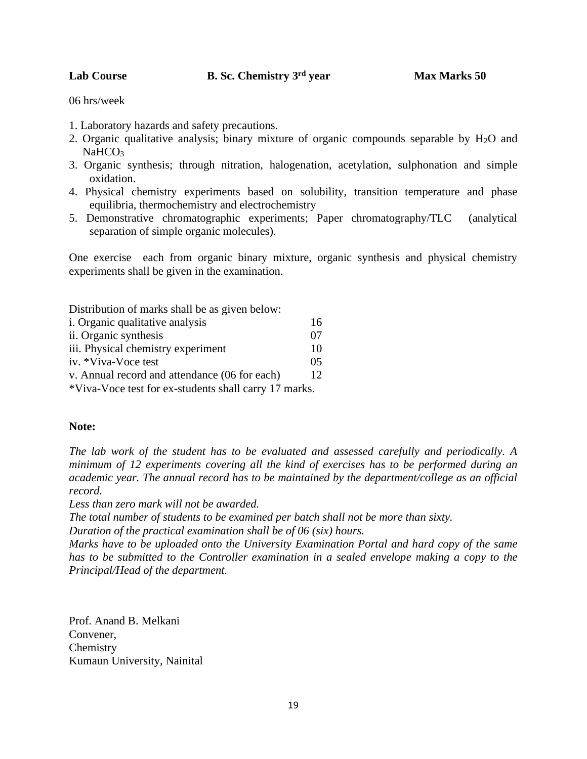**Lab Course** **B. Sc. Chemistry 3rd year** **Max Marks 50**

06 hrs/week

1. Laboratory hazards and safety precautions.
2. Organic qualitative analysis; binary mixture of organic compounds separable by $H_2O$ and $NaHCO_3$
3. Organic synthesis; through nitration, halogenation, acetylation, sulphonation and simple oxidation.
4. Physical chemistry experiments based on solubility, transition temperature and phase equilibria, thermochemistry and electrochemistry
5. Demonstrative chromatographic experiments; Paper chromatography/TLC (analytical separation of simple organic molecules).

One exercise each from organic binary mixture, organic synthesis and physical chemistry experiments shall be given in the examination.

Distribution of marks shall be as given below:

| | |
|---|---|
| i. Organic qualitative analysis | 16 |
| ii. Organic synthesis | 07 |
| iii. Physical chemistry experiment | 10 |
| iv. *Viva-Voce test | 05 |
| v. Annual record and attendance (06 for each) | 12 |

*Viva-Voce test for ex-students shall carry 17 marks.

**Note:**

*The lab work of the student has to be evaluated and assessed carefully and periodically. A minimum of 12 experiments covering all the kind of exercises has to be performed during an academic year. The annual record has to be maintained by the department/college as an official record.*

*Less than zero mark will not be awarded.*

*The total number of students to be examined per batch shall not be more than sixty.*

*Duration of the practical examination shall be of 06 (six) hours.*

*Marks have to be uploaded onto the University Examination Portal and hard copy of the same has to be submitted to the Controller examination in a sealed envelope making a copy to the Principal/Head of the department.*

Prof. Anand B. Melkani
Convener,
Chemistry
Kumaun University, Nainital